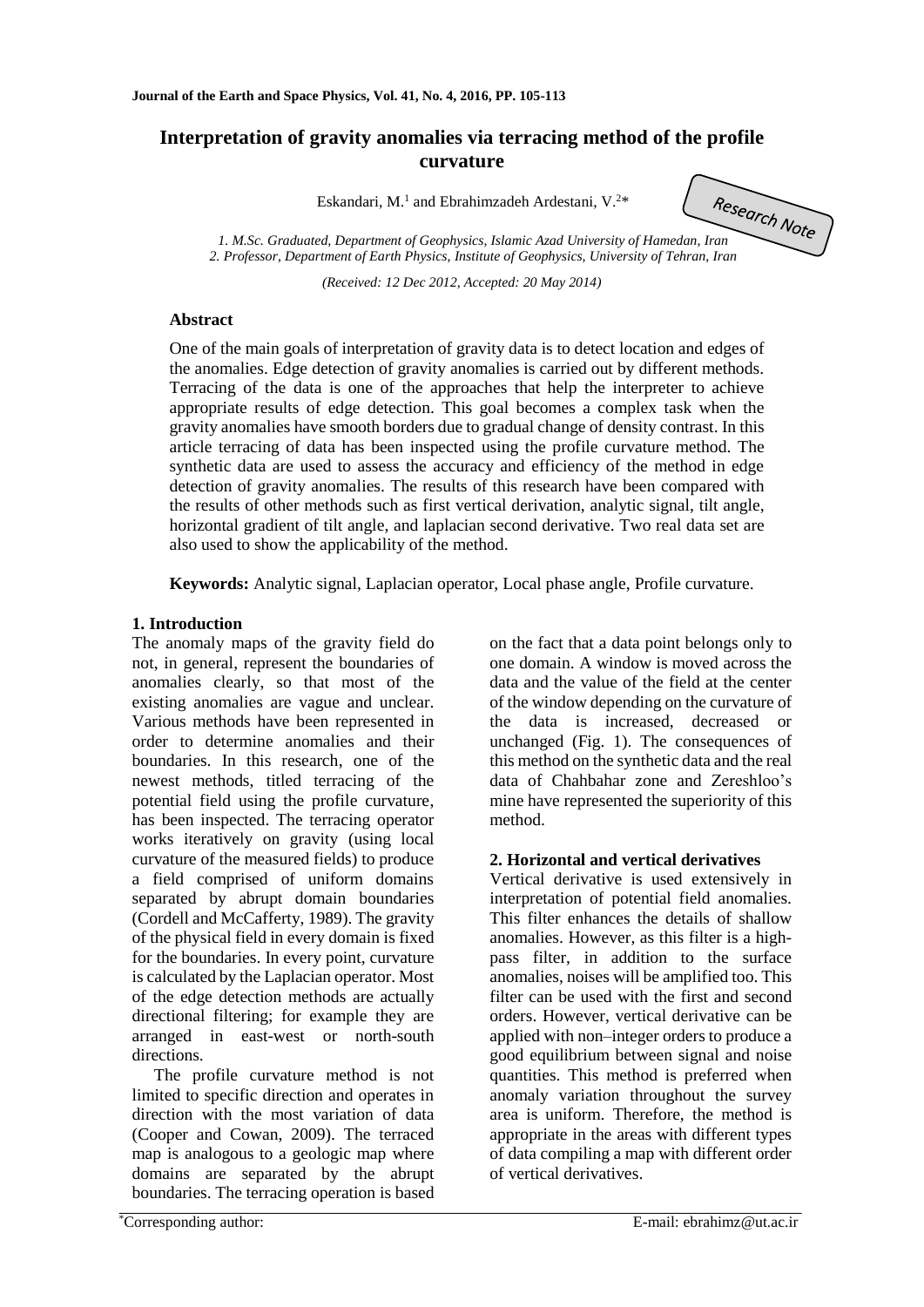# Interpretation of gravity anomalies via terracing method of the profile curvature

Eskandari, M.[1] and Ebrahimzadeh Ardestani, V.[2]*

*Research Note*

*1. M.Sc. Graduated, Department of Geophysics, Islamic Azad University of Hamedan, Iran*
*2. Professor, Department of Earth Physics, Institute of Geophysics, University of Tehran, Iran*

*(Received: 12 Dec 2012, Accepted: 20 May 2014)*

## Abstract

One of the main goals of interpretation of gravity data is to detect location and edges of the anomalies. Edge detection of gravity anomalies is carried out by different methods. Terracing of the data is one of the approaches that help the interpreter to achieve appropriate results of edge detection. This goal becomes a complex task when the gravity anomalies have smooth borders due to gradual change of density contrast. In this article terracing of data has been inspected using the profile curvature method. The synthetic data are used to assess the accuracy and efficiency of the method in edge detection of gravity anomalies. The results of this research have been compared with the results of other methods such as first vertical derivation, analytic signal, tilt angle, horizontal gradient of tilt angle, and laplacian second derivative. Two real data set are also used to show the applicability of the method.

**Keywords:** Analytic signal, Laplacian operator, Local phase angle, Profile curvature.

## 1. Introduction

The anomaly maps of the gravity field do not, in general, represent the boundaries of anomalies clearly, so that most of the existing anomalies are vague and unclear. Various methods have been represented in order to determine anomalies and their boundaries. In this research, one of the newest methods, titled terracing of the potential field using the profile curvature, has been inspected. The terracing operator works iteratively on gravity (using local curvature of the measured fields) to produce a field comprised of uniform domains separated by abrupt domain boundaries (Cordell and McCafferty, 1989). The gravity of the physical field in every domain is fixed for the boundaries. In every point, curvature is calculated by the Laplacian operator. Most of the edge detection methods are actually directional filtering; for example they are arranged in east-west or north-south directions.

The profile curvature method is not limited to specific direction and operates in direction with the most variation of data (Cooper and Cowan, 2009). The terraced map is analogous to a geologic map where domains are separated by the abrupt boundaries. The terracing operation is based on the fact that a data point belongs only to one domain. A window is moved across the data and the value of the field at the center of the window depending on the curvature of the data is increased, decreased or unchanged (Fig. 1). The consequences of this method on the synthetic data and the real data of Chahbahar zone and Zereshloo's mine have represented the superiority of this method.

## 2. Horizontal and vertical derivatives

Vertical derivative is used extensively in interpretation of potential field anomalies. This filter enhances the details of shallow anomalies. However, as this filter is a high-pass filter, in addition to the surface anomalies, noises will be amplified too. This filter can be used with the first and second orders. However, vertical derivative can be applied with non–integer orders to produce a good equilibrium between signal and noise quantities. This method is preferred when anomaly variation throughout the survey area is uniform. Therefore, the method is appropriate in the areas with different types of data compiling a map with different order of vertical derivatives.

*Corresponding author: E-mail: ebrahimz@ut.ac.ir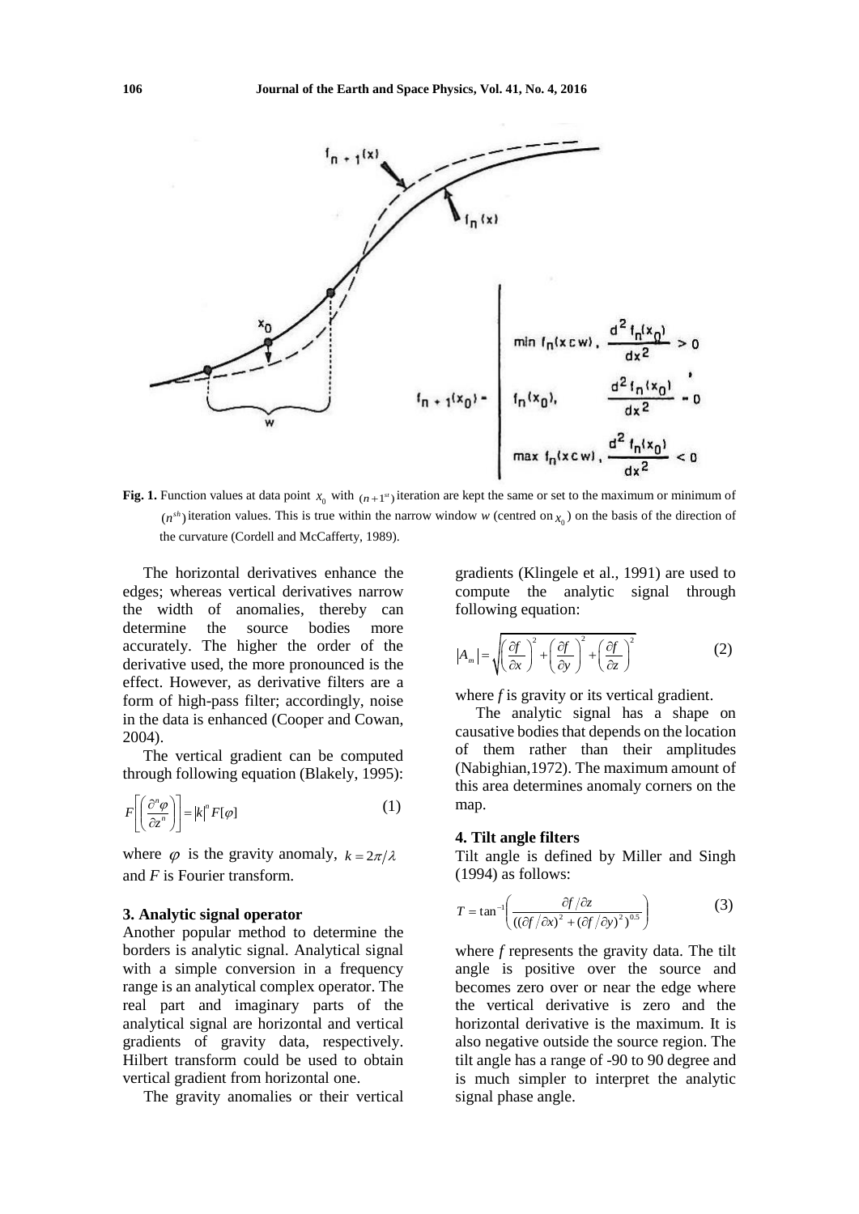**Fig. 1.** Function values at data point $x_0$ with $(n+1^{st})$ iteration are kept the same or set to the maximum or minimum of $(n^{sh})$ iteration values. This is true within the narrow window *w* (centred on $x_0$) on the basis of the direction of the curvature (Cordell and McCafferty, 1989).

The horizontal derivatives enhance the edges; whereas vertical derivatives narrow the width of anomalies, thereby can determine the source bodies more accurately. The higher the order of the derivative used, the more pronounced is the effect. However, as derivative filters are a form of high-pass filter; accordingly, noise in the data is enhanced (Cooper and Cowan, 2004).

The vertical gradient can be computed through following equation (Blakely, 1995):

$$F\left[\left(\frac{\partial^n \varphi}{\partial z^n}\right)\right] = |k|^n F[\varphi] \tag{1}$$

where $\varphi$ is the gravity anomaly, $k = 2\pi/\lambda$ and $F$ is Fourier transform.

### 3. Analytic signal operator

Another popular method to determine the borders is analytic signal. Analytical signal with a simple conversion in a frequency range is an analytical complex operator. The real part and imaginary parts of the analytical signal are horizontal and vertical gradients of gravity data, respectively. Hilbert transform could be used to obtain vertical gradient from horizontal one.

The gravity anomalies or their vertical gradients (Klingele et al., 1991) are used to compute the analytic signal through following equation:

$$|A_m| = \sqrt{\left(\frac{\partial f}{\partial x}\right)^2 + \left(\frac{\partial f}{\partial y}\right)^2 + \left(\frac{\partial f}{\partial z}\right)^2} \tag{2}$$

where *f* is gravity or its vertical gradient.

The analytic signal has a shape on causative bodies that depends on the location of them rather than their amplitudes (Nabighian,1972). The maximum amount of this area determines anomaly corners on the map.

### 4. Tilt angle filters

Tilt angle is defined by Miller and Singh (1994) as follows:

$$T = \tan^{-1}\left(\frac{\partial f/\partial z}{((\partial f/\partial x)^2 + (\partial f/\partial y)^2)^{0.5}}\right) \tag{3}$$

where *f* represents the gravity data. The tilt angle is positive over the source and becomes zero over or near the edge where the vertical derivative is zero and the horizontal derivative is the maximum. It is also negative outside the source region. The tilt angle has a range of -90 to 90 degree and is much simpler to interpret the analytic signal phase angle.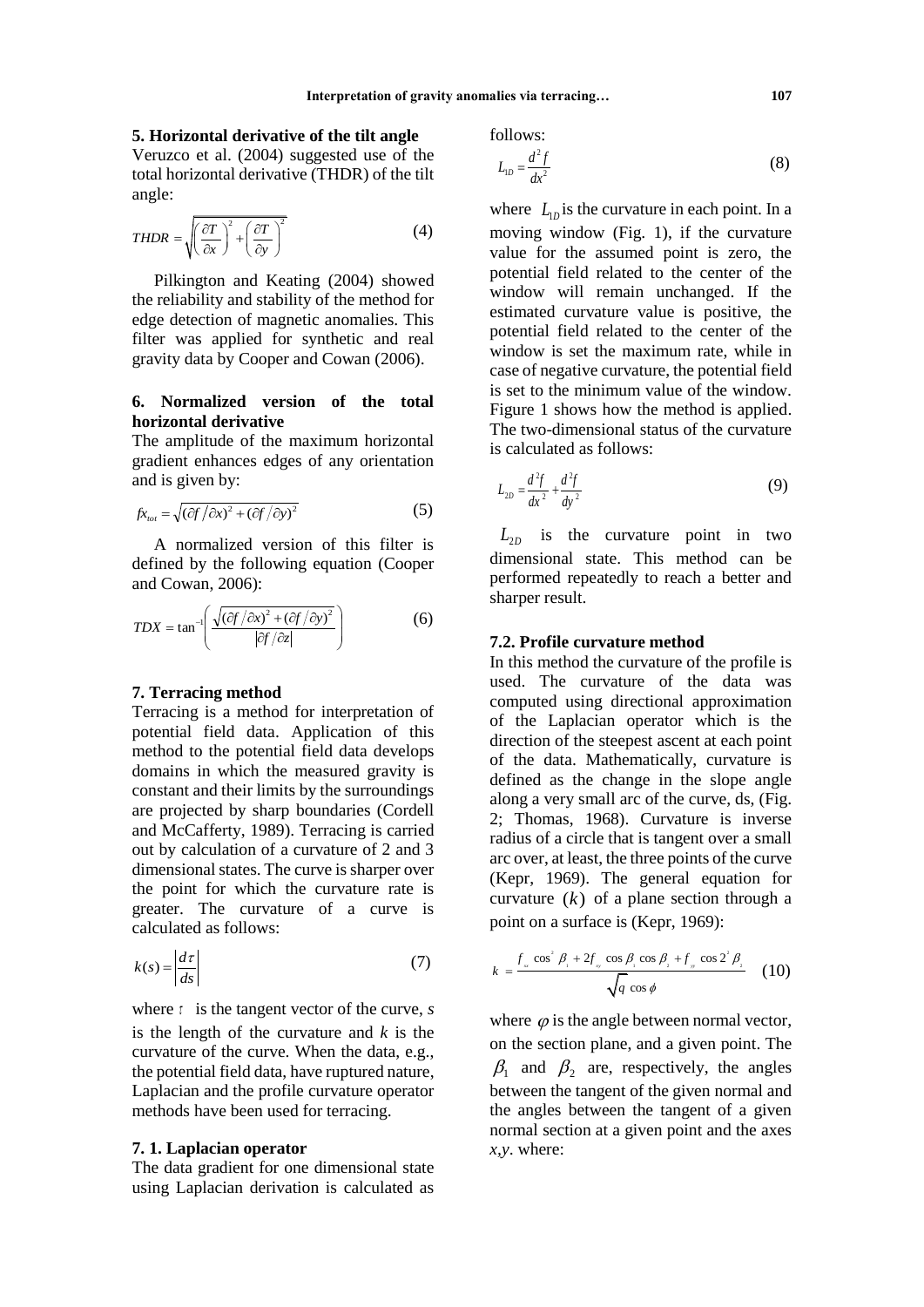## 5. Horizontal derivative of the tilt angle

Veruzco et al. (2004) suggested use of the total horizontal derivative (THDR) of the tilt angle:

$$THDR = \sqrt{\left(\frac{\partial T}{\partial x}\right)^2 + \left(\frac{\partial T}{\partial y}\right)^2} \tag{4}$$

Pilkington and Keating (2004) showed the reliability and stability of the method for edge detection of magnetic anomalies. This filter was applied for synthetic and real gravity data by Cooper and Cowan (2006).

## 6. Normalized version of the total horizontal derivative

The amplitude of the maximum horizontal gradient enhances edges of any orientation and is given by:

$$fx_{tot} = \sqrt{(\partial f/\partial x)^2 + (\partial f/\partial y)^2} \tag{5}$$

A normalized version of this filter is defined by the following equation (Cooper and Cowan, 2006):

$$TDX = \tan^{-1}\left(\frac{\sqrt{(\partial f/\partial x)^2 + (\partial f/\partial y)^2}}{|\partial f/\partial z|}\right) \tag{6}$$

## 7. Terracing method

Terracing is a method for interpretation of potential field data. Application of this method to the potential field data develops domains in which the measured gravity is constant and their limits by the surroundings are projected by sharp boundaries (Cordell and McCafferty, 1989). Terracing is carried out by calculation of a curvature of 2 and 3 dimensional states. The curve is sharper over the point for which the curvature rate is greater. The curvature of a curve is calculated as follows:

$$k(s) = \left|\frac{d\tau}{ds}\right| \tag{7}$$

where $\tau$ is the tangent vector of the curve, *s* is the length of the curvature and *k* is the curvature of the curve. When the data, e.g., the potential field data, have ruptured nature, Laplacian and the profile curvature operator methods have been used for terracing.

### 7. 1. Laplacian operator

The data gradient for one dimensional state using Laplacian derivation is calculated as follows:

$$L_{1D} = \frac{d^2 f}{dx^2} \tag{8}$$

where $L_{1D}$ is the curvature in each point. In a moving window (Fig. 1), if the curvature value for the assumed point is zero, the potential field related to the center of the window will remain unchanged. If the estimated curvature value is positive, the potential field related to the center of the window is set the maximum rate, while in case of negative curvature, the potential field is set to the minimum value of the window. Figure 1 shows how the method is applied. The two-dimensional status of the curvature is calculated as follows:

$$L_{2D} = \frac{d^2 f}{dx^2} + \frac{d^2 f}{dy^2} \tag{9}$$

$L_{2D}$ is the curvature point in two dimensional state. This method can be performed repeatedly to reach a better and sharper result.

### 7.2. Profile curvature method

In this method the curvature of the profile is used. The curvature of the data was computed using directional approximation of the Laplacian operator which is the direction of the steepest ascent at each point of the data. Mathematically, curvature is defined as the change in the slope angle along a very small arc of the curve, ds, (Fig. 2; Thomas, 1968). Curvature is inverse radius of a circle that is tangent over a small arc over, at least, the three points of the curve (Kepr, 1969). The general equation for curvature $(k)$ of a plane section through a point on a surface is (Kepr, 1969):

$$k = \frac{f_{xx}\cos^2\beta_1 + 2f_{xy}\cos\beta_1\cos\beta_2 + f_{yy}\cos 2^2\beta_2}{\sqrt{q}\cos\phi} \tag{10}$$

where $\varphi$ is the angle between normal vector, on the section plane, and a given point. The $\beta_1$ and $\beta_2$ are, respectively, the angles between the tangent of the given normal and the angles between the tangent of a given normal section at a given point and the axes *x*,*y*. where: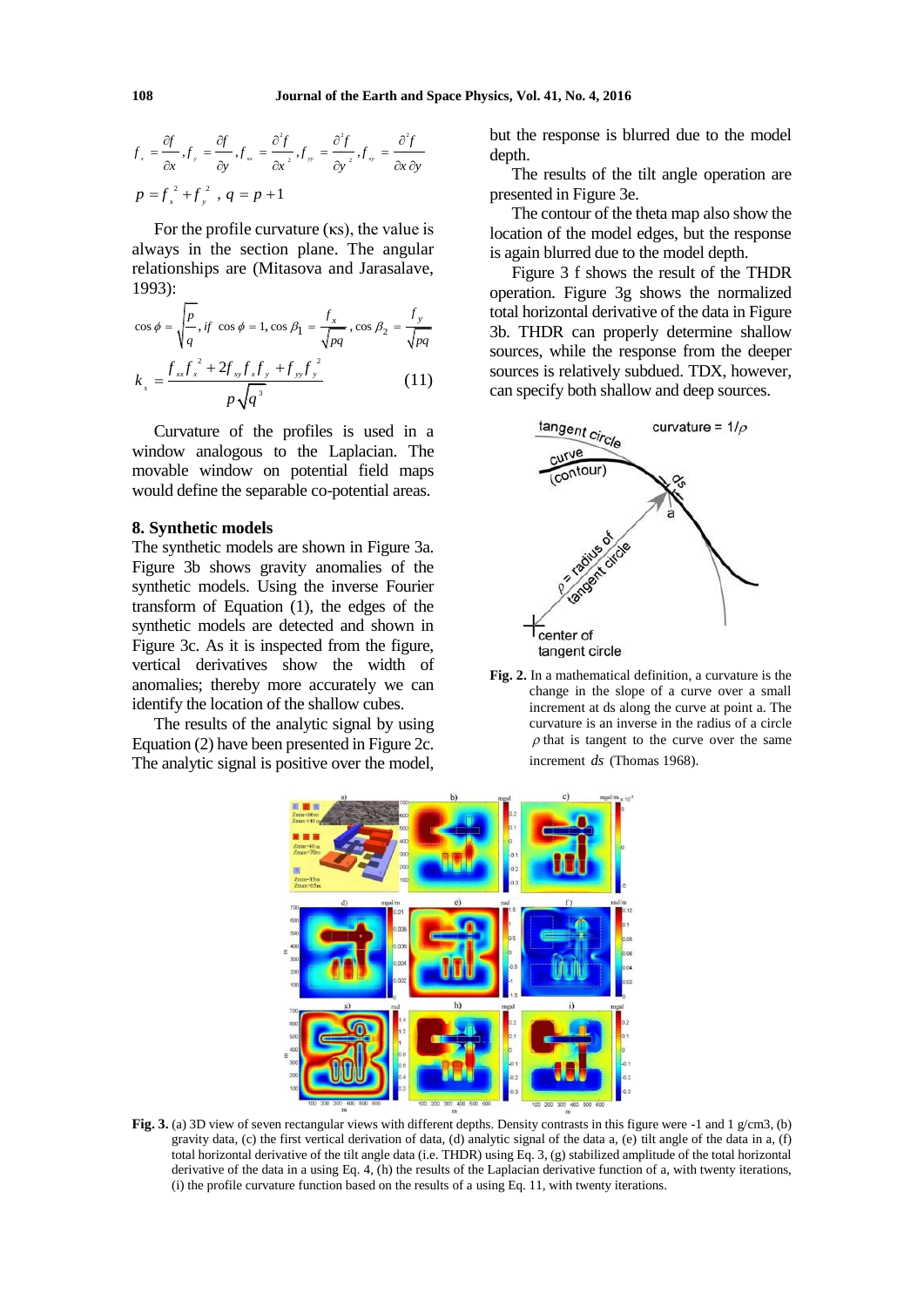$$f_x = \frac{\partial f}{\partial x}, f_y = \frac{\partial f}{\partial y}, f_{xx} = \frac{\partial^2 f}{\partial x^2}, f_{yy} = \frac{\partial^2 f}{\partial y^2}, f_{xy} = \frac{\partial^2 f}{\partial x \partial y}$$

$$p = f_x^{\ 2} + f_y^{\ 2}\ ,\ q = p + 1$$

For the profile curvature (κs), the value is always in the section plane. The angular relationships are (Mitasova and Jarasalave, 1993):

$$\cos\phi = \sqrt{\frac{p}{q}}, if\ \cos\phi = 1, \cos\beta_1 = \frac{f_x}{\sqrt{pq}}, \cos\beta_2 = \frac{f_y}{\sqrt{pq}}$$

$$k_s = \frac{f_{xx} f_x^{\ 2} + 2 f_{xy} f_x f_y + f_{yy} f_y^{\ 2}}{p\sqrt{q^3}} \qquad (11)$$

Curvature of the profiles is used in a window analogous to the Laplacian. The movable window on potential field maps would define the separable co-potential areas.

## 8. Synthetic models

The synthetic models are shown in Figure 3a. Figure 3b shows gravity anomalies of the synthetic models. Using the inverse Fourier transform of Equation (1), the edges of the synthetic models are detected and shown in Figure 3c. As it is inspected from the figure, vertical derivatives show the width of anomalies; thereby more accurately we can identify the location of the shallow cubes.

The results of the analytic signal by using Equation (2) have been presented in Figure 2c. The analytic signal is positive over the model, but the response is blurred due to the model depth.

The results of the tilt angle operation are presented in Figure 3e.

The contour of the theta map also show the location of the model edges, but the response is again blurred due to the model depth.

Figure 3 f shows the result of the THDR operation. Figure 3g shows the normalized total horizontal derivative of the data in Figure 3b. THDR can properly determine shallow sources, while the response from the deeper sources is relatively subdued. TDX, however, can specify both shallow and deep sources.

**Fig. 2.** In a mathematical definition, a curvature is the change in the slope of a curve over a small increment at ds along the curve at point a. The curvature is an inverse in the radius of a circle $\rho$ that is tangent to the curve over the same increment $ds$ (Thomas 1968).

**Fig. 3.** (a) 3D view of seven rectangular views with different depths. Density contrasts in this figure were -1 and 1 g/cm3, (b) gravity data, (c) the first vertical derivation of data, (d) analytic signal of the data a, (e) tilt angle of the data in a, (f) total horizontal derivative of the tilt angle data (i.e. THDR) using Eq. 3, (g) stabilized amplitude of the total horizontal derivative of the data in a using Eq. 4, (h) the results of the Laplacian derivative function of a, with twenty iterations, (i) the profile curvature function based on the results of a using Eq. 11, with twenty iterations.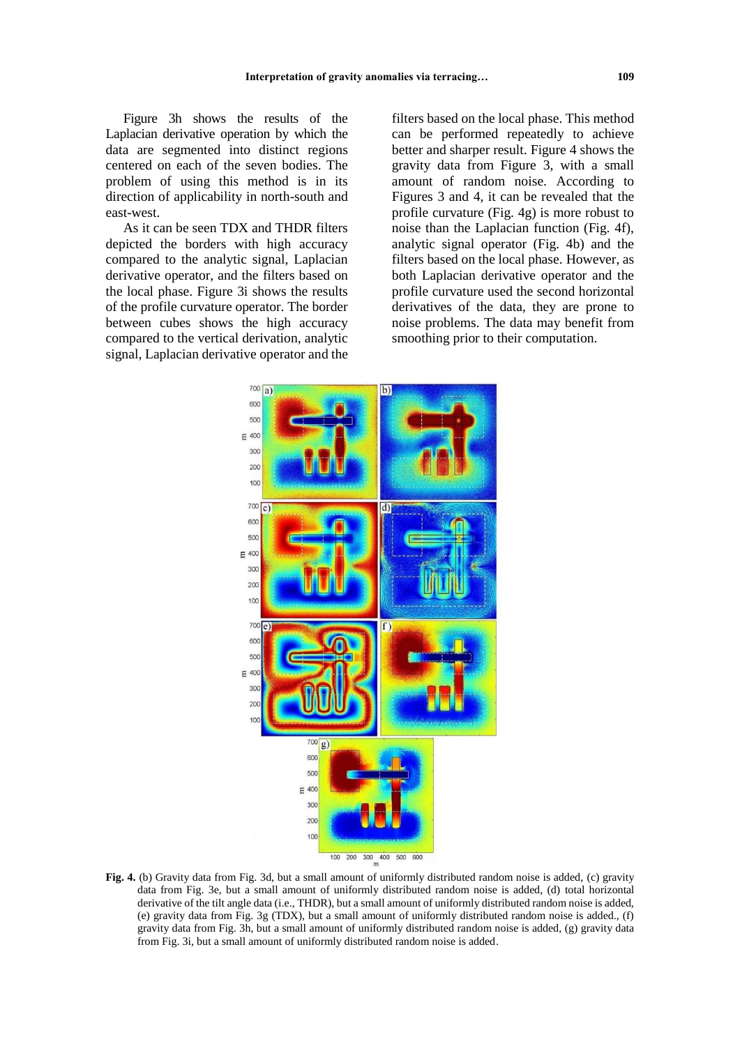Figure 3h shows the results of the Laplacian derivative operation by which the data are segmented into distinct regions centered on each of the seven bodies. The problem of using this method is in its direction of applicability in north-south and east-west.

As it can be seen TDX and THDR filters depicted the borders with high accuracy compared to the analytic signal, Laplacian derivative operator, and the filters based on the local phase. Figure 3i shows the results of the profile curvature operator. The border between cubes shows the high accuracy compared to the vertical derivation, analytic signal, Laplacian derivative operator and the filters based on the local phase. This method can be performed repeatedly to achieve better and sharper result. Figure 4 shows the gravity data from Figure 3, with a small amount of random noise. According to Figures 3 and 4, it can be revealed that the profile curvature (Fig. 4g) is more robust to noise than the Laplacian function (Fig. 4f), analytic signal operator (Fig. 4b) and the filters based on the local phase. However, as both Laplacian derivative operator and the profile curvature used the second horizontal derivatives of the data, they are prone to noise problems. The data may benefit from smoothing prior to their computation.

**Fig. 4.** (b) Gravity data from Fig. 3d, but a small amount of uniformly distributed random noise is added, (c) gravity data from Fig. 3e, but a small amount of uniformly distributed random noise is added, (d) total horizontal derivative of the tilt angle data (i.e., THDR), but a small amount of uniformly distributed random noise is added, (e) gravity data from Fig. 3g (TDX), but a small amount of uniformly distributed random noise is added., (f) gravity data from Fig. 3h, but a small amount of uniformly distributed random noise is added, (g) gravity data from Fig. 3i, but a small amount of uniformly distributed random noise is added.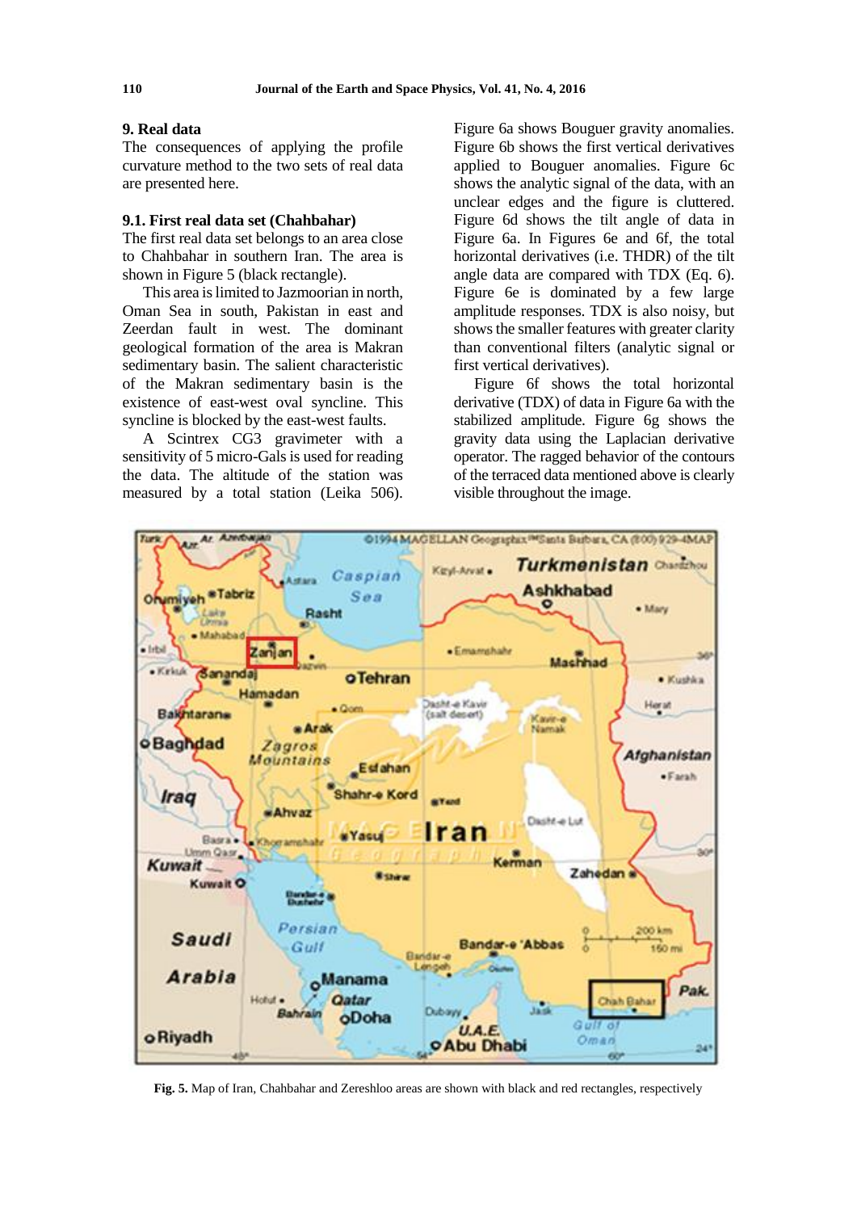## 9. Real data

The consequences of applying the profile curvature method to the two sets of real data are presented here.

### 9.1. First real data set (Chahbahar)

The first real data set belongs to an area close to Chahbahar in southern Iran. The area is shown in Figure 5 (black rectangle).

This area is limited to Jazmoorian in north, Oman Sea in south, Pakistan in east and Zeerdan fault in west. The dominant geological formation of the area is Makran sedimentary basin. The salient characteristic of the Makran sedimentary basin is the existence of east-west oval syncline. This syncline is blocked by the east-west faults.

A Scintrex CG3 gravimeter with a sensitivity of 5 micro-Gals is used for reading the data. The altitude of the station was measured by a total station (Leika 506). Figure 6a shows Bouguer gravity anomalies. Figure 6b shows the first vertical derivatives applied to Bouguer anomalies. Figure 6c shows the analytic signal of the data, with an unclear edges and the figure is cluttered. Figure 6d shows the tilt angle of data in Figure 6a. In Figures 6e and 6f, the total horizontal derivatives (i.e. THDR) of the tilt angle data are compared with TDX (Eq. 6). Figure 6e is dominated by a few large amplitude responses. TDX is also noisy, but shows the smaller features with greater clarity than conventional filters (analytic signal or first vertical derivatives).

Figure 6f shows the total horizontal derivative (TDX) of data in Figure 6a with the stabilized amplitude. Figure 6g shows the gravity data using the Laplacian derivative operator. The ragged behavior of the contours of the terraced data mentioned above is clearly visible throughout the image.

**Fig. 5.** Map of Iran, Chahbahar and Zereshloo areas are shown with black and red rectangles, respectively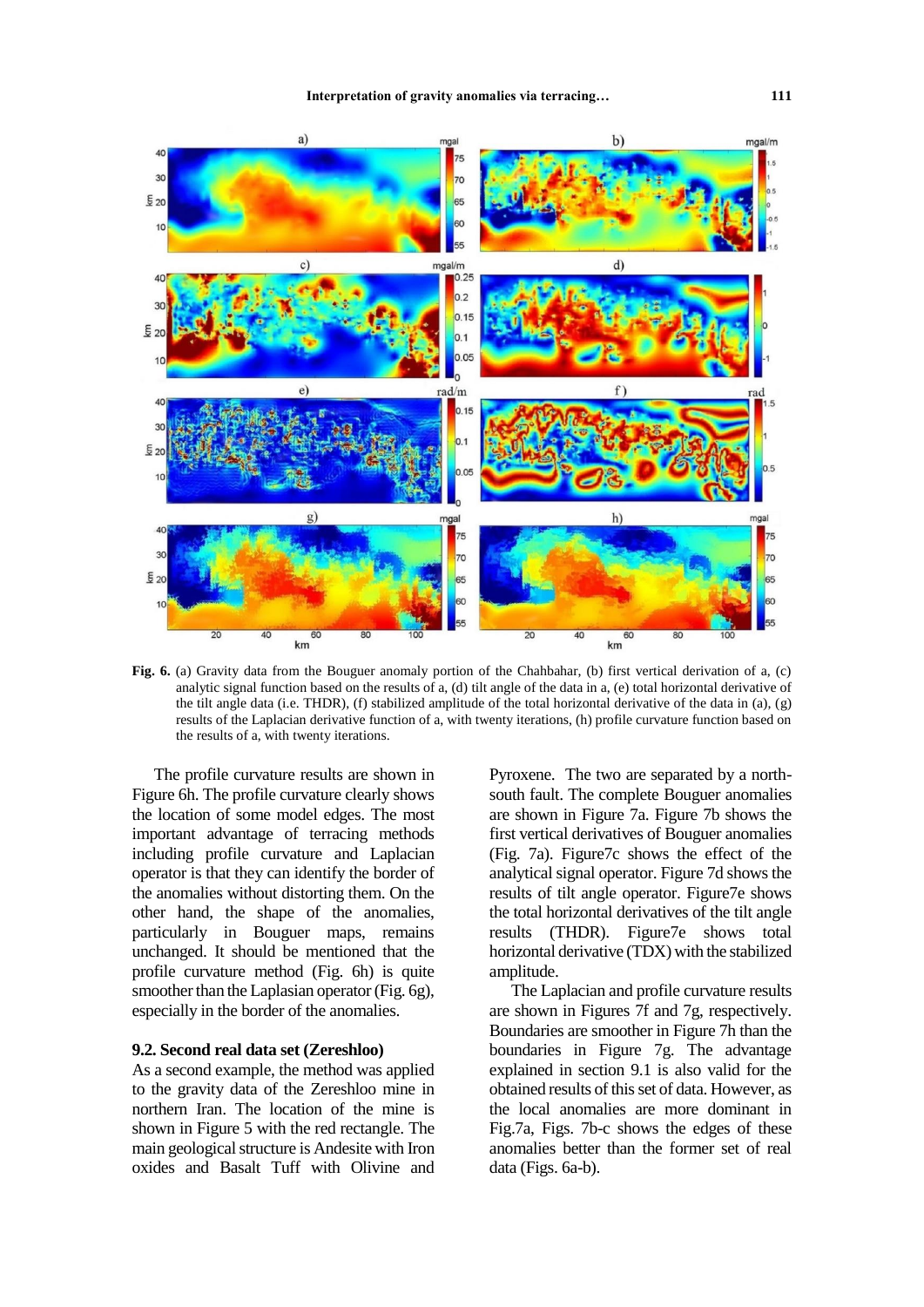**Fig. 6.** (a) Gravity data from the Bouguer anomaly portion of the Chahbahar, (b) first vertical derivation of a, (c) analytic signal function based on the results of a, (d) tilt angle of the data in a, (e) total horizontal derivative of the tilt angle data (i.e. THDR), (f) stabilized amplitude of the total horizontal derivative of the data in (a), (g) results of the Laplacian derivative function of a, with twenty iterations, (h) profile curvature function based on the results of a, with twenty iterations.

The profile curvature results are shown in Figure 6h. The profile curvature clearly shows the location of some model edges. The most important advantage of terracing methods including profile curvature and Laplacian operator is that they can identify the border of the anomalies without distorting them. On the other hand, the shape of the anomalies, particularly in Bouguer maps, remains unchanged. It should be mentioned that the profile curvature method (Fig. 6h) is quite smoother than the Laplasian operator (Fig. 6g), especially in the border of the anomalies.

### 9.2. Second real data set (Zereshloo)

As a second example, the method was applied to the gravity data of the Zereshloo mine in northern Iran. The location of the mine is shown in Figure 5 with the red rectangle. The main geological structure is Andesite with Iron oxides and Basalt Tuff with Olivine and Pyroxene. The two are separated by a north-south fault. The complete Bouguer anomalies are shown in Figure 7a. Figure 7b shows the first vertical derivatives of Bouguer anomalies (Fig. 7a). Figure7c shows the effect of the analytical signal operator. Figure 7d shows the results of tilt angle operator. Figure7e shows the total horizontal derivatives of the tilt angle results (THDR). Figure7e shows total horizontal derivative (TDX) with the stabilized amplitude.

The Laplacian and profile curvature results are shown in Figures 7f and 7g, respectively. Boundaries are smoother in Figure 7h than the boundaries in Figure 7g. The advantage explained in section 9.1 is also valid for the obtained results of this set of data. However, as the local anomalies are more dominant in Fig.7a, Figs. 7b-c shows the edges of these anomalies better than the former set of real data (Figs. 6a-b).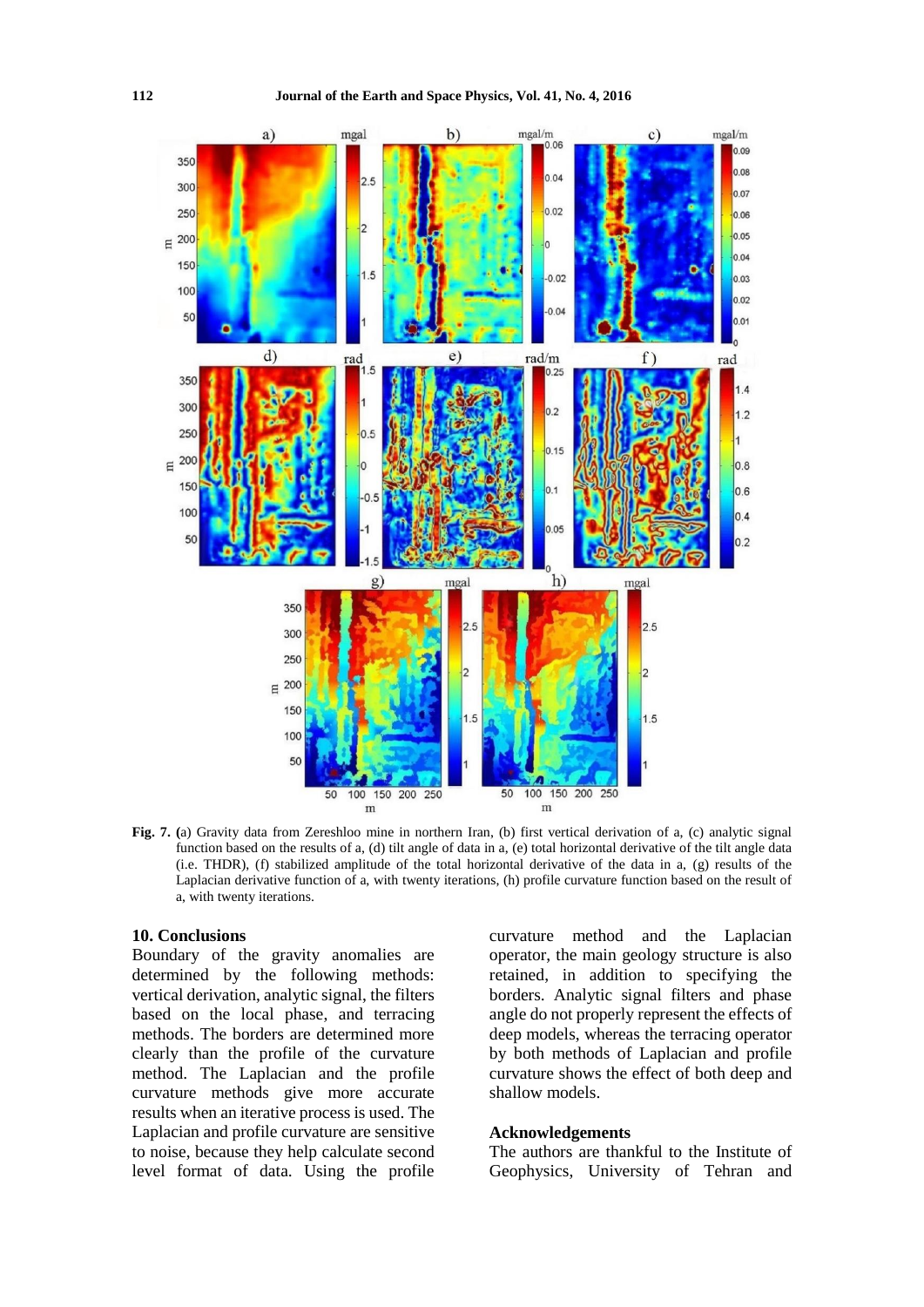**Fig. 7. (**a) Gravity data from Zereshloo mine in northern Iran, (b) first vertical derivation of a, (c) analytic signal function based on the results of a, (d) tilt angle of data in a, (e) total horizontal derivative of the tilt angle data (i.e. THDR), (f) stabilized amplitude of the total horizontal derivative of the data in a, (g) results of the Laplacian derivative function of a, with twenty iterations, (h) profile curvature function based on the result of a, with twenty iterations.

## 10. Conclusions

Boundary of the gravity anomalies are determined by the following methods: vertical derivation, analytic signal, the filters based on the local phase, and terracing methods. The borders are determined more clearly than the profile of the curvature method. The Laplacian and the profile curvature methods give more accurate results when an iterative process is used. The Laplacian and profile curvature are sensitive to noise, because they help calculate second level format of data. Using the profile curvature method and the Laplacian operator, the main geology structure is also retained, in addition to specifying the borders. Analytic signal filters and phase angle do not properly represent the effects of deep models, whereas the terracing operator by both methods of Laplacian and profile curvature shows the effect of both deep and shallow models.

## Acknowledgements

The authors are thankful to the Institute of Geophysics, University of Tehran and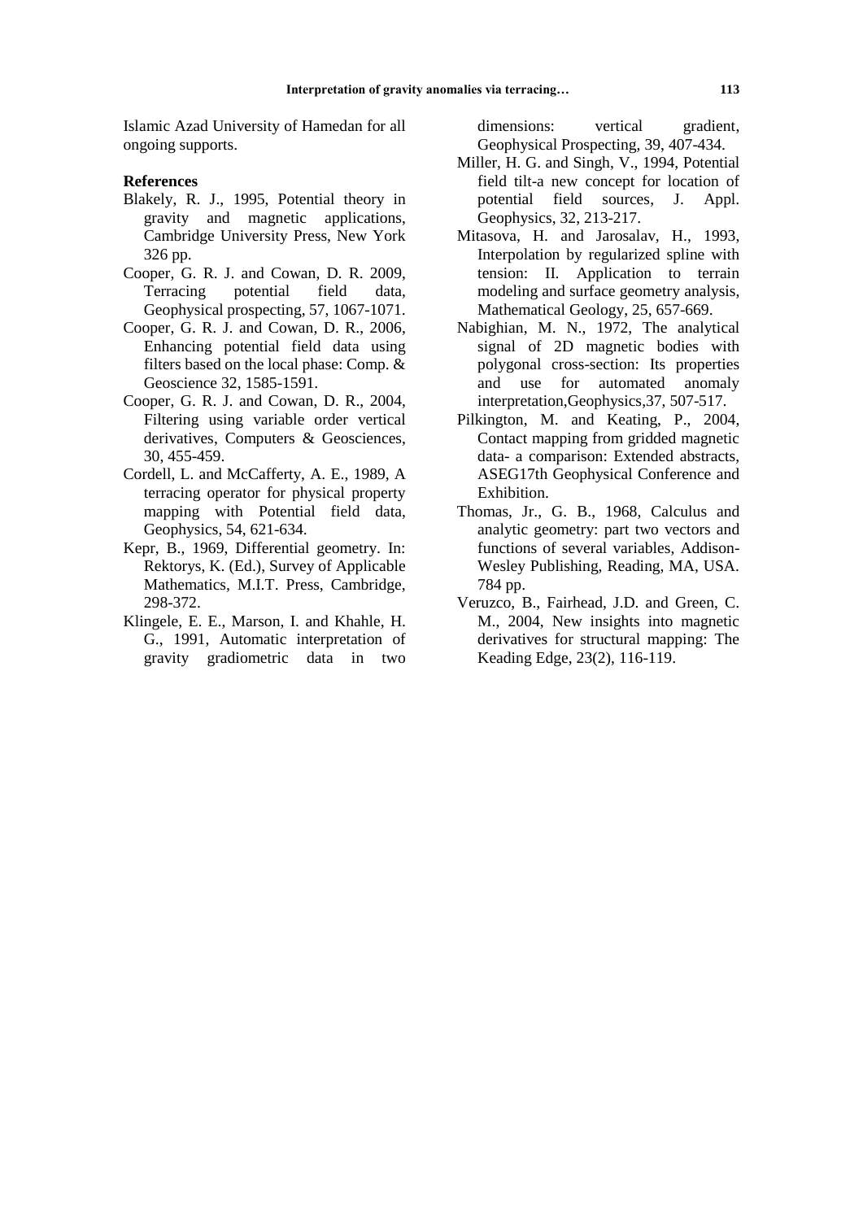Islamic Azad University of Hamedan for all ongoing supports.

**References**

Blakely, R. J., 1995, Potential theory in gravity and magnetic applications, Cambridge University Press, New York 326 pp.

Cooper, G. R. J. and Cowan, D. R. 2009, Terracing potential field data, Geophysical prospecting, 57, 1067-1071.

Cooper, G. R. J. and Cowan, D. R., 2006, Enhancing potential field data using filters based on the local phase: Comp. & Geoscience 32, 1585-1591.

Cooper, G. R. J. and Cowan, D. R., 2004, Filtering using variable order vertical derivatives, Computers & Geosciences, 30, 455-459.

Cordell, L. and McCafferty, A. E., 1989, A terracing operator for physical property mapping with Potential field data, Geophysics, 54, 621-634.

Kepr, B., 1969, Differential geometry. In: Rektorys, K. (Ed.), Survey of Applicable Mathematics, M.I.T. Press, Cambridge, 298-372.

Klingele, E. E., Marson, I. and Khahle, H. G., 1991, Automatic interpretation of gravity gradiometric data in two dimensions: vertical gradient, Geophysical Prospecting, 39, 407-434.

Miller, H. G. and Singh, V., 1994, Potential field tilt-a new concept for location of potential field sources, J. Appl. Geophysics, 32, 213-217.

Mitasova, H. and Jarosalav, H., 1993, Interpolation by regularized spline with tension: II. Application to terrain modeling and surface geometry analysis, Mathematical Geology, 25, 657-669.

Nabighian, M. N., 1972, The analytical signal of 2D magnetic bodies with polygonal cross-section: Its properties and use for automated anomaly interpretation,Geophysics,37, 507-517.

Pilkington, M. and Keating, P., 2004, Contact mapping from gridded magnetic data- a comparison: Extended abstracts, ASEG17th Geophysical Conference and Exhibition.

Thomas, Jr., G. B., 1968, Calculus and analytic geometry: part two vectors and functions of several variables, Addison-Wesley Publishing, Reading, MA, USA. 784 pp.

Veruzco, B., Fairhead, J.D. and Green, C. M., 2004, New insights into magnetic derivatives for structural mapping: The Keading Edge, 23(2), 116-119.